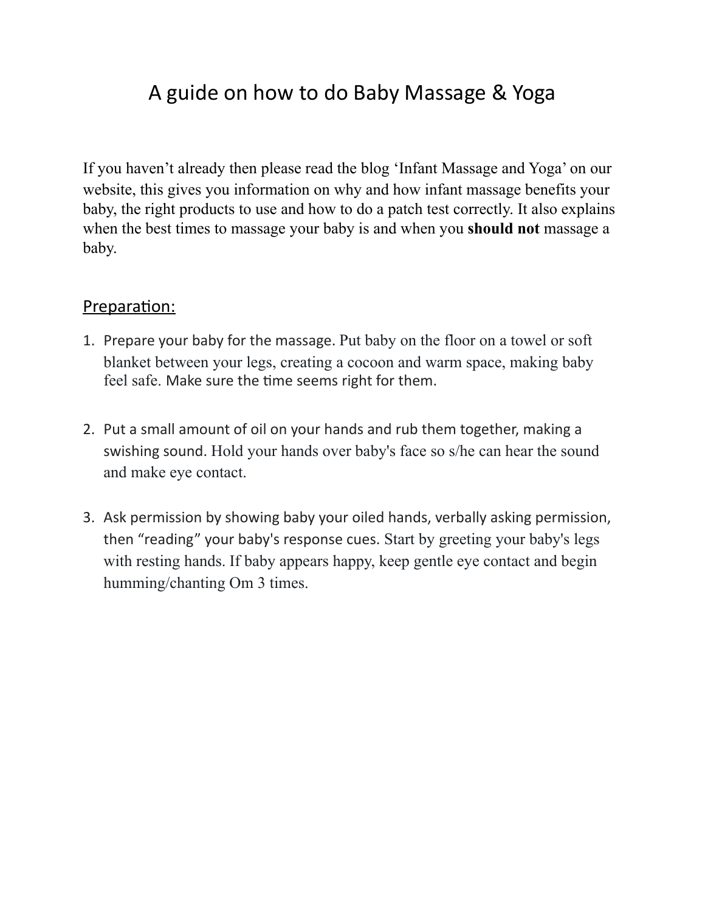# A guide on how to do Baby Massage & Yoga

If you haven't already then please read the blog 'Infant Massage and Yoga' on our website, this gives you information on why and how infant massage benefits your baby, the right products to use and how to do a patch test correctly. It also explains when the best times to massage your baby is and when you **should not** massage a baby.

## Preparation:

1. Prepare your baby for the massage. Put baby on the floor on a towel or soft blanket between your legs, creating a cocoon and warm space, making baby feel safe. Make sure the time seems right for them.

2. Put a small amount of oil on your hands and rub them together, making a swishing sound. Hold your hands over baby's face so s/he can hear the sound and make eye contact.

3. Ask permission by showing baby your oiled hands, verbally asking permission, then "reading" your baby's response cues. Start by greeting your baby's legs with resting hands. If baby appears happy, keep gentle eye contact and begin humming/chanting Om 3 times.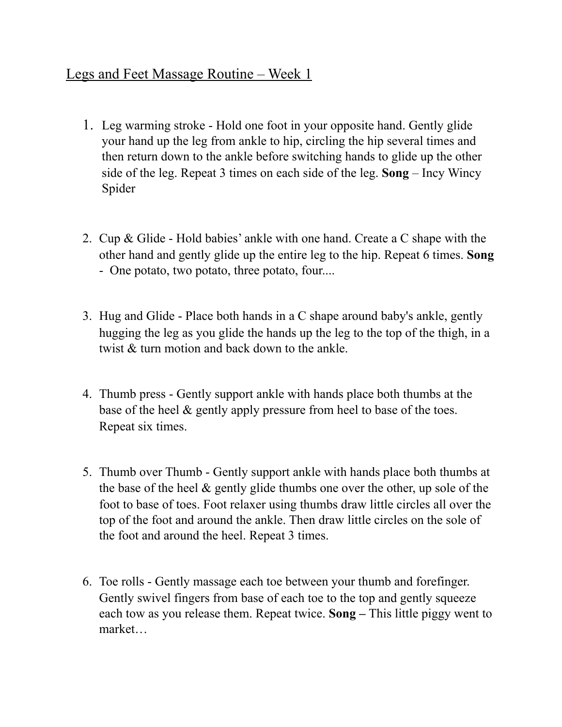# Legs and Feet Massage Routine – Week 1

1. Leg warming stroke - Hold one foot in your opposite hand. Gently glide your hand up the leg from ankle to hip, circling the hip several times and then return down to the ankle before switching hands to glide up the other side of the leg. Repeat 3 times on each side of the leg. **Song** – Incy Wincy Spider

2. Cup & Glide - Hold babies' ankle with one hand. Create a C shape with the other hand and gently glide up the entire leg to the hip. Repeat 6 times. **Song** - One potato, two potato, three potato, four....

3. Hug and Glide - Place both hands in a C shape around baby's ankle, gently hugging the leg as you glide the hands up the leg to the top of the thigh, in a twist & turn motion and back down to the ankle.

4. Thumb press - Gently support ankle with hands place both thumbs at the base of the heel & gently apply pressure from heel to base of the toes. Repeat six times.

5. Thumb over Thumb - Gently support ankle with hands place both thumbs at the base of the heel & gently glide thumbs one over the other, up sole of the foot to base of toes. Foot relaxer using thumbs draw little circles all over the top of the foot and around the ankle. Then draw little circles on the sole of the foot and around the heel. Repeat 3 times.

6. Toe rolls - Gently massage each toe between your thumb and forefinger. Gently swivel fingers from base of each toe to the top and gently squeeze each tow as you release them. Repeat twice. **Song –** This little piggy went to market…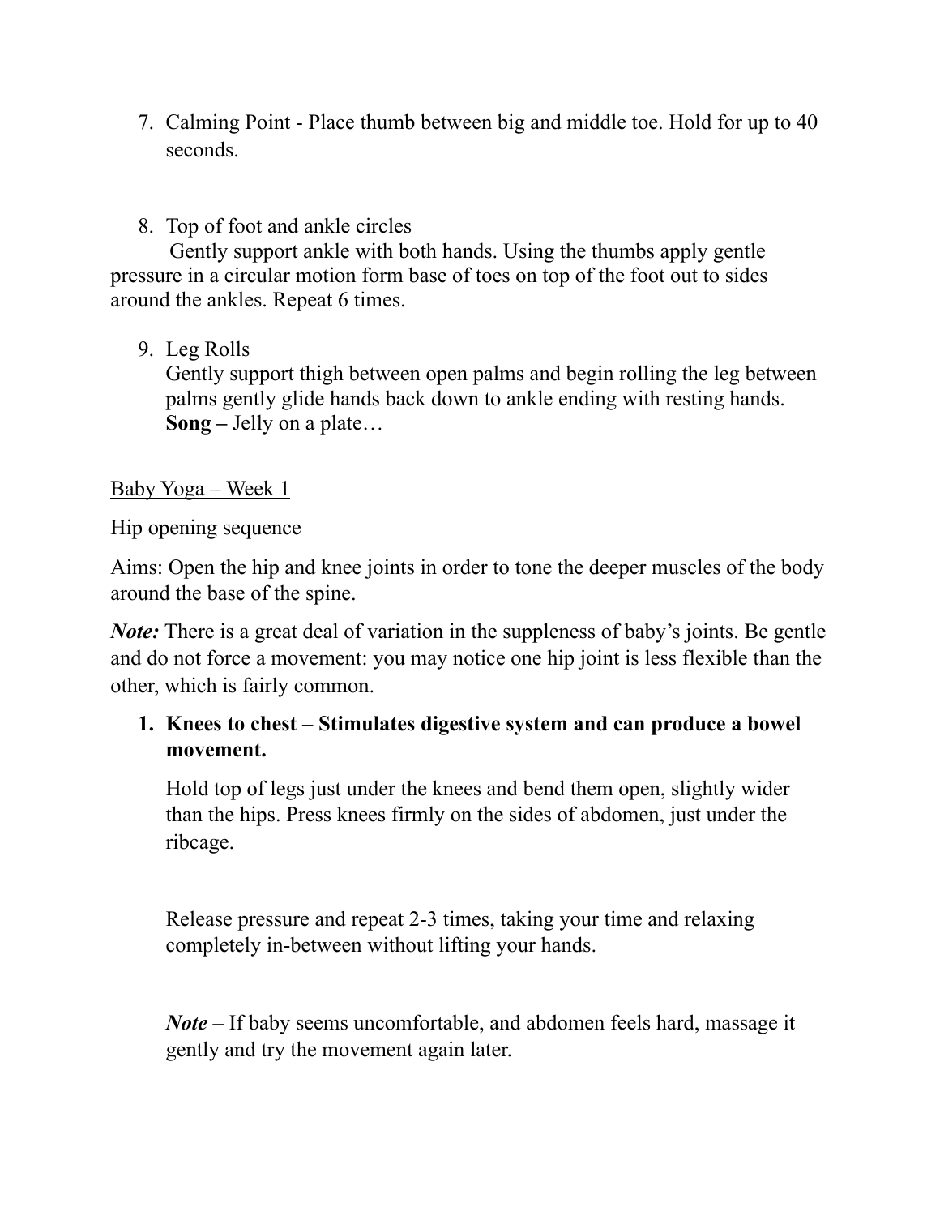7. Calming Point - Place thumb between big and middle toe. Hold for up to 40 seconds.

8. Top of foot and ankle circles

Gently support ankle with both hands. Using the thumbs apply gentle pressure in a circular motion form base of toes on top of the foot out to sides around the ankles. Repeat 6 times.

9. Leg Rolls

   Gently support thigh between open palms and begin rolling the leg between palms gently glide hands back down to ankle ending with resting hands.
   **Song –** Jelly on a plate…

<u>Baby Yoga – Week 1</u>

<u>Hip opening sequence</u>

Aims: Open the hip and knee joints in order to tone the deeper muscles of the body around the base of the spine.

***Note:*** There is a great deal of variation in the suppleness of baby's joints. Be gentle and do not force a movement: you may notice one hip joint is less flexible than the other, which is fairly common.

1. **Knees to chest – Stimulates digestive system and can produce a bowel movement.**

   Hold top of legs just under the knees and bend them open, slightly wider than the hips. Press knees firmly on the sides of abdomen, just under the ribcage.

   Release pressure and repeat 2-3 times, taking your time and relaxing completely in-between without lifting your hands.

   ***Note*** – If baby seems uncomfortable, and abdomen feels hard, massage it gently and try the movement again later.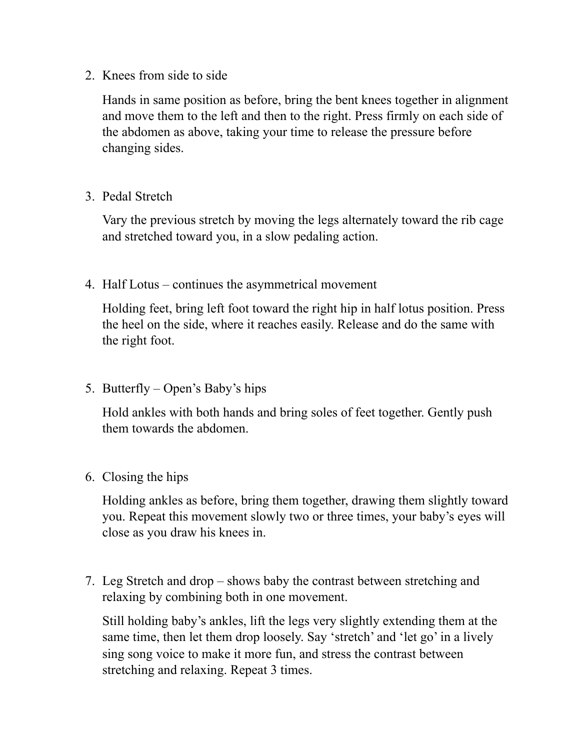2. Knees from side to side

   Hands in same position as before, bring the bent knees together in alignment and move them to the left and then to the right. Press firmly on each side of the abdomen as above, taking your time to release the pressure before changing sides.

3. Pedal Stretch

   Vary the previous stretch by moving the legs alternately toward the rib cage and stretched toward you, in a slow pedaling action.

4. Half Lotus – continues the asymmetrical movement

   Holding feet, bring left foot toward the right hip in half lotus position. Press the heel on the side, where it reaches easily. Release and do the same with the right foot.

5. Butterfly – Open's Baby's hips

   Hold ankles with both hands and bring soles of feet together. Gently push them towards the abdomen.

6. Closing the hips

   Holding ankles as before, bring them together, drawing them slightly toward you. Repeat this movement slowly two or three times, your baby's eyes will close as you draw his knees in.

7. Leg Stretch and drop – shows baby the contrast between stretching and relaxing by combining both in one movement.

   Still holding baby's ankles, lift the legs very slightly extending them at the same time, then let them drop loosely. Say 'stretch' and 'let go' in a lively sing song voice to make it more fun, and stress the contrast between stretching and relaxing. Repeat 3 times.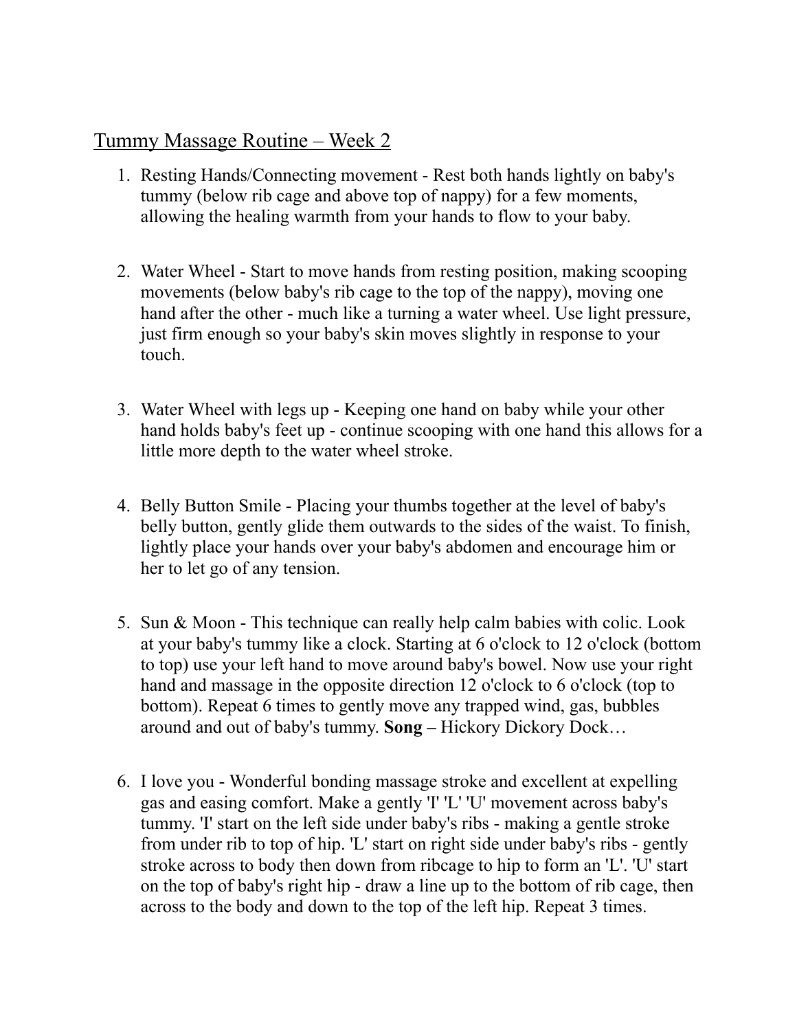## Tummy Massage Routine – Week 2

1. Resting Hands/Connecting movement - Rest both hands lightly on baby's tummy (below rib cage and above top of nappy) for a few moments, allowing the healing warmth from your hands to flow to your baby.

2. Water Wheel - Start to move hands from resting position, making scooping movements (below baby's rib cage to the top of the nappy), moving one hand after the other - much like a turning a water wheel. Use light pressure, just firm enough so your baby's skin moves slightly in response to your touch.

3. Water Wheel with legs up - Keeping one hand on baby while your other hand holds baby's feet up - continue scooping with one hand this allows for a little more depth to the water wheel stroke.

4. Belly Button Smile - Placing your thumbs together at the level of baby's belly button, gently glide them outwards to the sides of the waist. To finish, lightly place your hands over your baby's abdomen and encourage him or her to let go of any tension.

5. Sun & Moon - This technique can really help calm babies with colic. Look at your baby's tummy like a clock. Starting at 6 o'clock to 12 o'clock (bottom to top) use your left hand to move around baby's bowel. Now use your right hand and massage in the opposite direction 12 o'clock to 6 o'clock (top to bottom). Repeat 6 times to gently move any trapped wind, gas, bubbles around and out of baby's tummy. **Song –** Hickory Dickory Dock…

6. I love you - Wonderful bonding massage stroke and excellent at expelling gas and easing comfort. Make a gently 'I' 'L' 'U' movement across baby's tummy. 'I' start on the left side under baby's ribs - making a gentle stroke from under rib to top of hip. 'L' start on right side under baby's ribs - gently stroke across to body then down from ribcage to hip to form an 'L'. 'U' start on the top of baby's right hip - draw a line up to the bottom of rib cage, then across to the body and down to the top of the left hip. Repeat 3 times.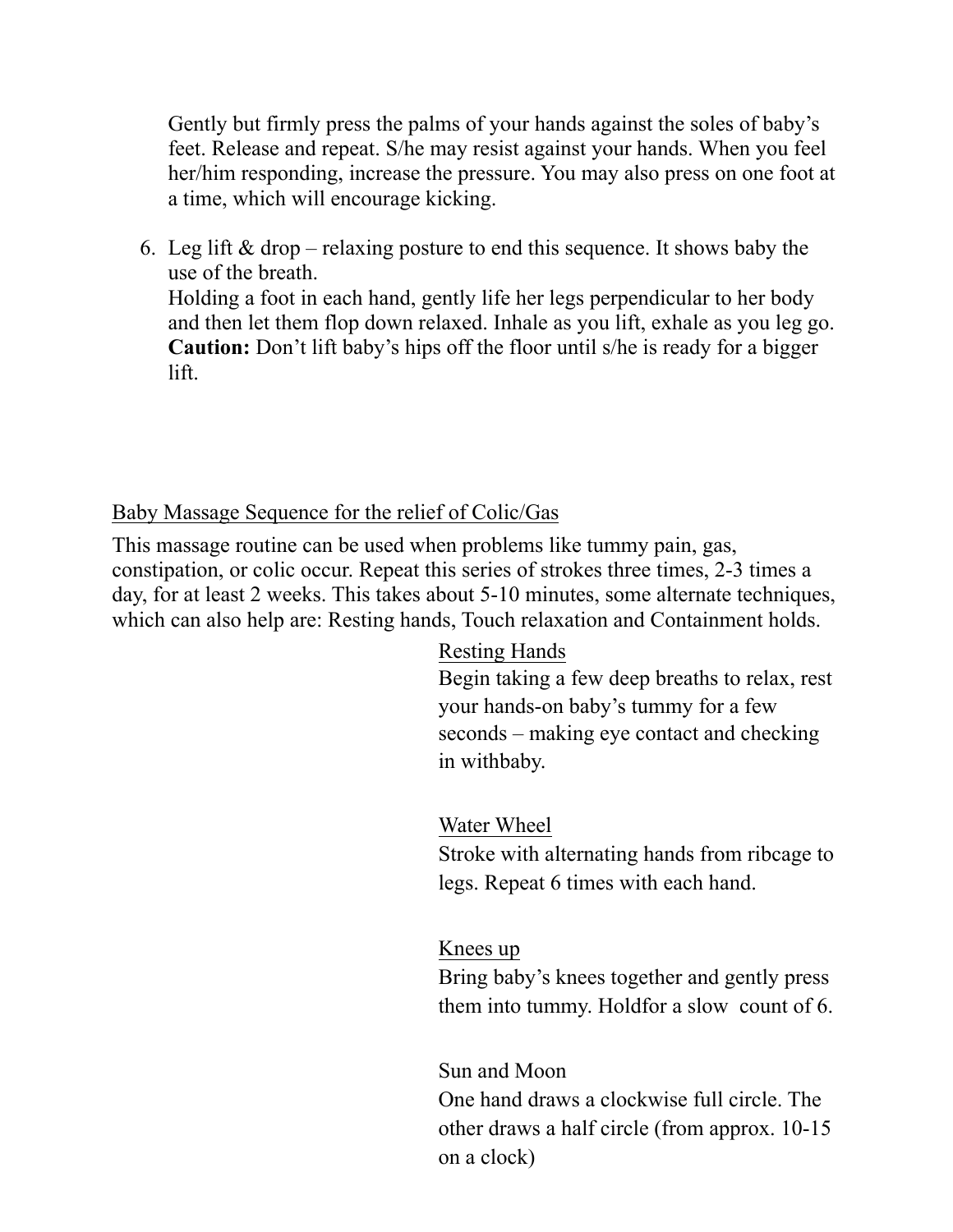Gently but firmly press the palms of your hands against the soles of baby's feet. Release and repeat. S/he may resist against your hands. When you feel her/him responding, increase the pressure. You may also press on one foot at a time, which will encourage kicking.

6. Leg lift & drop – relaxing posture to end this sequence. It shows baby the use of the breath.
   Holding a foot in each hand, gently life her legs perpendicular to her body and then let them flop down relaxed. Inhale as you lift, exhale as you leg go.
   **Caution:** Don't lift baby's hips off the floor until s/he is ready for a bigger lift.

## Baby Massage Sequence for the relief of Colic/Gas

This massage routine can be used when problems like tummy pain, gas, constipation, or colic occur. Repeat this series of strokes three times, 2-3 times a day, for at least 2 weeks. This takes about 5-10 minutes, some alternate techniques, which can also help are: Resting hands, Touch relaxation and Containment holds.

### Resting Hands

Begin taking a few deep breaths to relax, rest your hands-on baby's tummy for a few seconds – making eye contact and checking in withbaby.

### Water Wheel

Stroke with alternating hands from ribcage to legs. Repeat 6 times with each hand.

### Knees up

Bring baby's knees together and gently press them into tummy. Holdfor a slow count of 6.

### Sun and Moon

One hand draws a clockwise full circle. The other draws a half circle (from approx. 10-15 on a clock)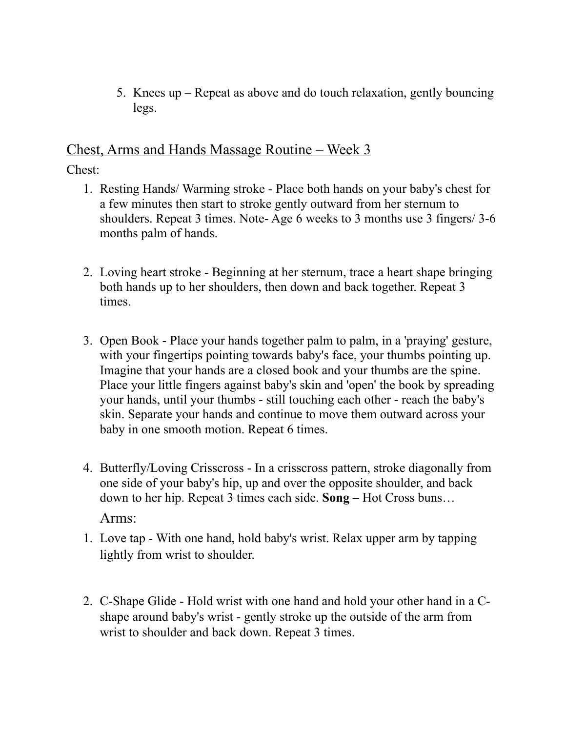5. Knees up – Repeat as above and do touch relaxation, gently bouncing legs.

## Chest, Arms and Hands Massage Routine – Week 3

Chest:

1. Resting Hands/ Warming stroke - Place both hands on your baby's chest for a few minutes then start to stroke gently outward from her sternum to shoulders. Repeat 3 times. Note- Age 6 weeks to 3 months use 3 fingers/ 3-6 months palm of hands.

2. Loving heart stroke - Beginning at her sternum, trace a heart shape bringing both hands up to her shoulders, then down and back together. Repeat 3 times.

3. Open Book - Place your hands together palm to palm, in a 'praying' gesture, with your fingertips pointing towards baby's face, your thumbs pointing up. Imagine that your hands are a closed book and your thumbs are the spine. Place your little fingers against baby's skin and 'open' the book by spreading your hands, until your thumbs - still touching each other - reach the baby's skin. Separate your hands and continue to move them outward across your baby in one smooth motion. Repeat 6 times.

4. Butterfly/Loving Crisscross - In a crisscross pattern, stroke diagonally from one side of your baby's hip, up and over the opposite shoulder, and back down to her hip. Repeat 3 times each side. **Song –** Hot Cross buns…

Arms:

1. Love tap - With one hand, hold baby's wrist. Relax upper arm by tapping lightly from wrist to shoulder.

2. C-Shape Glide - Hold wrist with one hand and hold your other hand in a C-shape around baby's wrist - gently stroke up the outside of the arm from wrist to shoulder and back down. Repeat 3 times.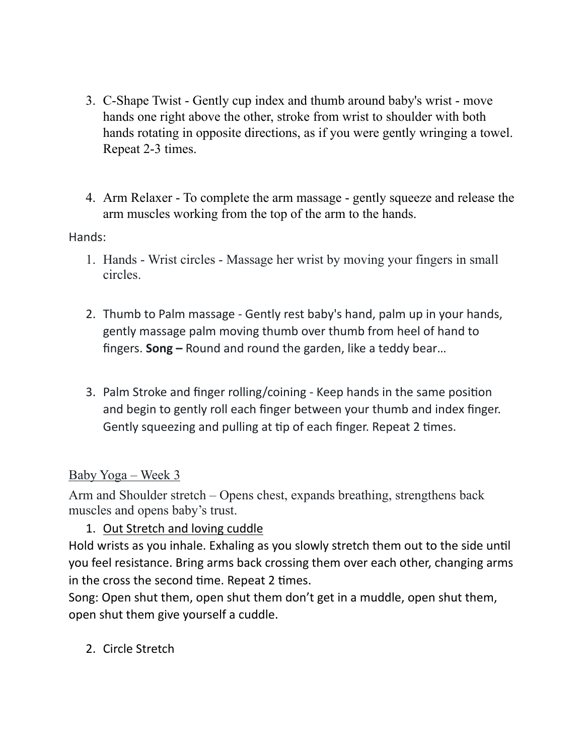3. C-Shape Twist - Gently cup index and thumb around baby's wrist - move hands one right above the other, stroke from wrist to shoulder with both hands rotating in opposite directions, as if you were gently wringing a towel. Repeat 2-3 times.

4. Arm Relaxer - To complete the arm massage - gently squeeze and release the arm muscles working from the top of the arm to the hands.

Hands:

1. Hands - Wrist circles - Massage her wrist by moving your fingers in small circles.

2. Thumb to Palm massage - Gently rest baby's hand, palm up in your hands, gently massage palm moving thumb over thumb from heel of hand to fingers. **Song –** Round and round the garden, like a teddy bear…

3. Palm Stroke and finger rolling/coining - Keep hands in the same position and begin to gently roll each finger between your thumb and index finger. Gently squeezing and pulling at tip of each finger. Repeat 2 times.

<u>Baby Yoga – Week 3</u>

Arm and Shoulder stretch – Opens chest, expands breathing, strengthens back muscles and opens baby's trust.

1. <u>Out Stretch and loving cuddle</u>

Hold wrists as you inhale. Exhaling as you slowly stretch them out to the side until you feel resistance. Bring arms back crossing them over each other, changing arms in the cross the second time. Repeat 2 times.

Song: Open shut them, open shut them don't get in a muddle, open shut them, open shut them give yourself a cuddle.

2. Circle Stretch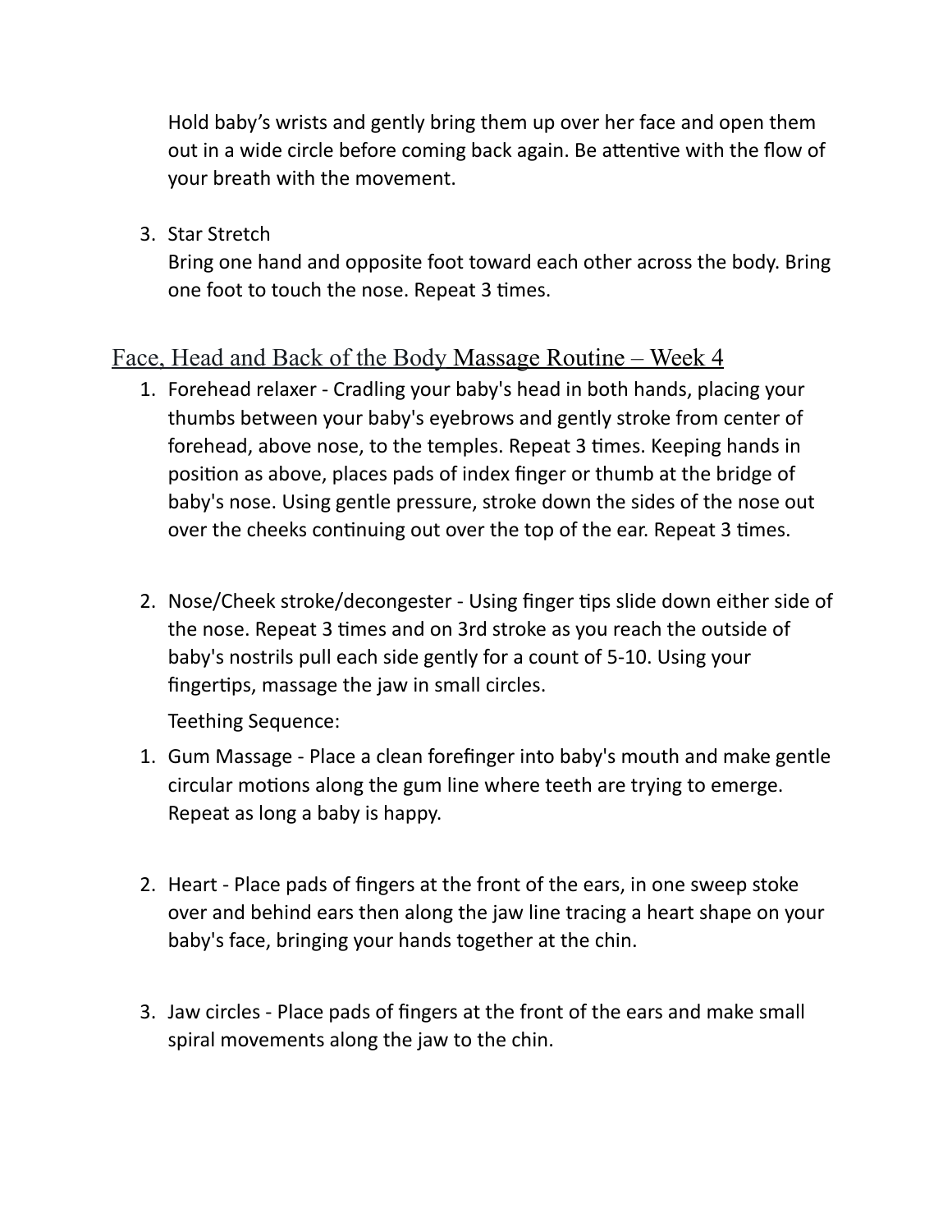Hold baby's wrists and gently bring them up over her face and open them out in a wide circle before coming back again. Be attentive with the flow of your breath with the movement.

3. Star Stretch
   Bring one hand and opposite foot toward each other across the body. Bring one foot to touch the nose. Repeat 3 times.

## Face, Head and Back of the Body Massage Routine – Week 4

1. Forehead relaxer - Cradling your baby's head in both hands, placing your thumbs between your baby's eyebrows and gently stroke from center of forehead, above nose, to the temples. Repeat 3 times. Keeping hands in position as above, places pads of index finger or thumb at the bridge of baby's nose. Using gentle pressure, stroke down the sides of the nose out over the cheeks continuing out over the top of the ear. Repeat 3 times.

2. Nose/Cheek stroke/decongester - Using finger tips slide down either side of the nose. Repeat 3 times and on 3rd stroke as you reach the outside of baby's nostrils pull each side gently for a count of 5-10. Using your fingertips, massage the jaw in small circles.

   Teething Sequence:

1. Gum Massage - Place a clean forefinger into baby's mouth and make gentle circular motions along the gum line where teeth are trying to emerge. Repeat as long a baby is happy.

2. Heart - Place pads of fingers at the front of the ears, in one sweep stoke over and behind ears then along the jaw line tracing a heart shape on your baby's face, bringing your hands together at the chin.

3. Jaw circles - Place pads of fingers at the front of the ears and make small spiral movements along the jaw to the chin.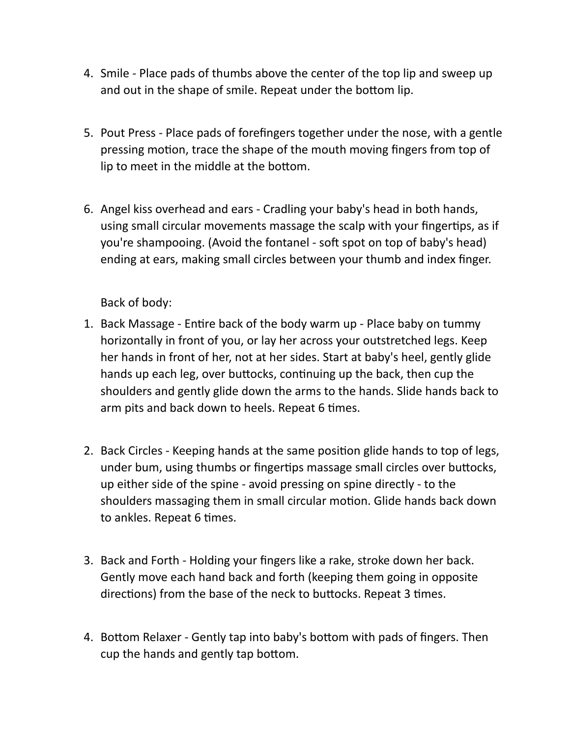4. Smile - Place pads of thumbs above the center of the top lip and sweep up and out in the shape of smile. Repeat under the bottom lip.

5. Pout Press - Place pads of forefingers together under the nose, with a gentle pressing motion, trace the shape of the mouth moving fingers from top of lip to meet in the middle at the bottom.

6. Angel kiss overhead and ears - Cradling your baby's head in both hands, using small circular movements massage the scalp with your fingertips, as if you're shampooing. (Avoid the fontanel - soft spot on top of baby's head) ending at ears, making small circles between your thumb and index finger.

Back of body:

1. Back Massage - Entire back of the body warm up - Place baby on tummy horizontally in front of you, or lay her across your outstretched legs. Keep her hands in front of her, not at her sides. Start at baby's heel, gently glide hands up each leg, over buttocks, continuing up the back, then cup the shoulders and gently glide down the arms to the hands. Slide hands back to arm pits and back down to heels. Repeat 6 times.

2. Back Circles - Keeping hands at the same position glide hands to top of legs, under bum, using thumbs or fingertips massage small circles over buttocks, up either side of the spine - avoid pressing on spine directly - to the shoulders massaging them in small circular motion. Glide hands back down to ankles. Repeat 6 times.

3. Back and Forth - Holding your fingers like a rake, stroke down her back. Gently move each hand back and forth (keeping them going in opposite directions) from the base of the neck to buttocks. Repeat 3 times.

4. Bottom Relaxer - Gently tap into baby's bottom with pads of fingers. Then cup the hands and gently tap bottom.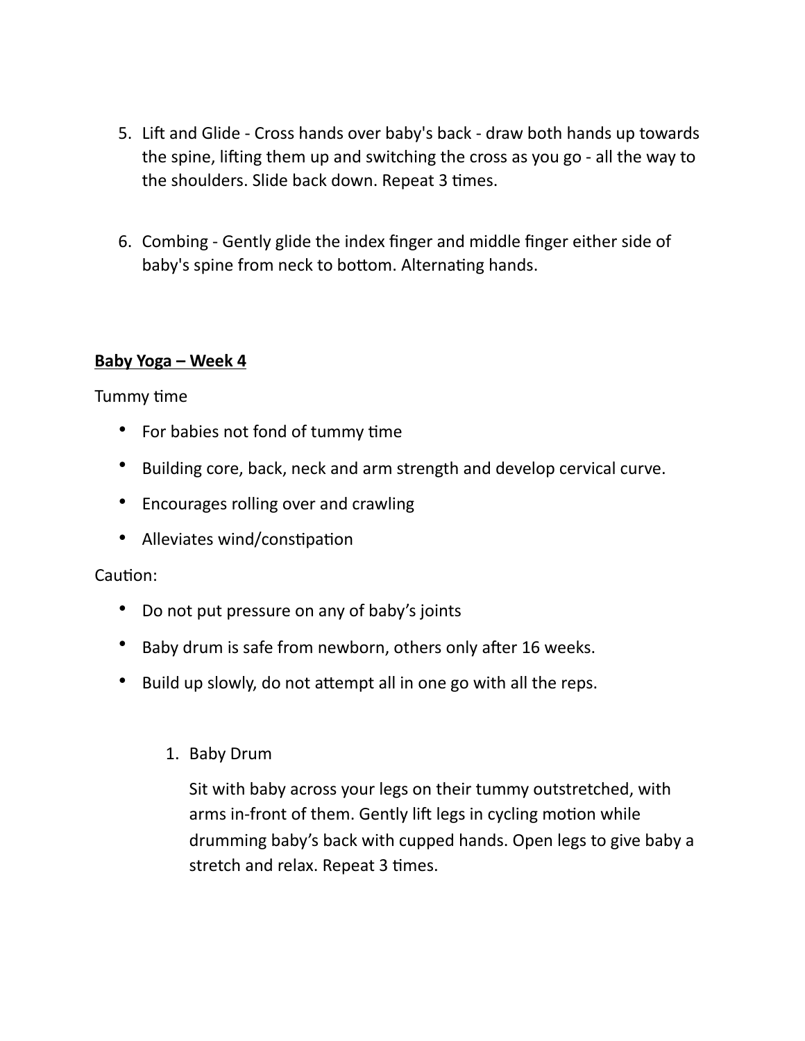5. Lift and Glide - Cross hands over baby's back - draw both hands up towards the spine, lifting them up and switching the cross as you go - all the way to the shoulders. Slide back down. Repeat 3 times.

6. Combing - Gently glide the index finger and middle finger either side of baby's spine from neck to bottom. Alternating hands.

**<u>Baby Yoga – Week 4</u>**

Tummy time

- For babies not fond of tummy time
- Building core, back, neck and arm strength and develop cervical curve.
- Encourages rolling over and crawling
- Alleviates wind/constipation

Caution:

- Do not put pressure on any of baby's joints
- Baby drum is safe from newborn, others only after 16 weeks.
- Build up slowly, do not attempt all in one go with all the reps.

1. Baby Drum

   Sit with baby across your legs on their tummy outstretched, with arms in-front of them. Gently lift legs in cycling motion while drumming baby's back with cupped hands. Open legs to give baby a stretch and relax. Repeat 3 times.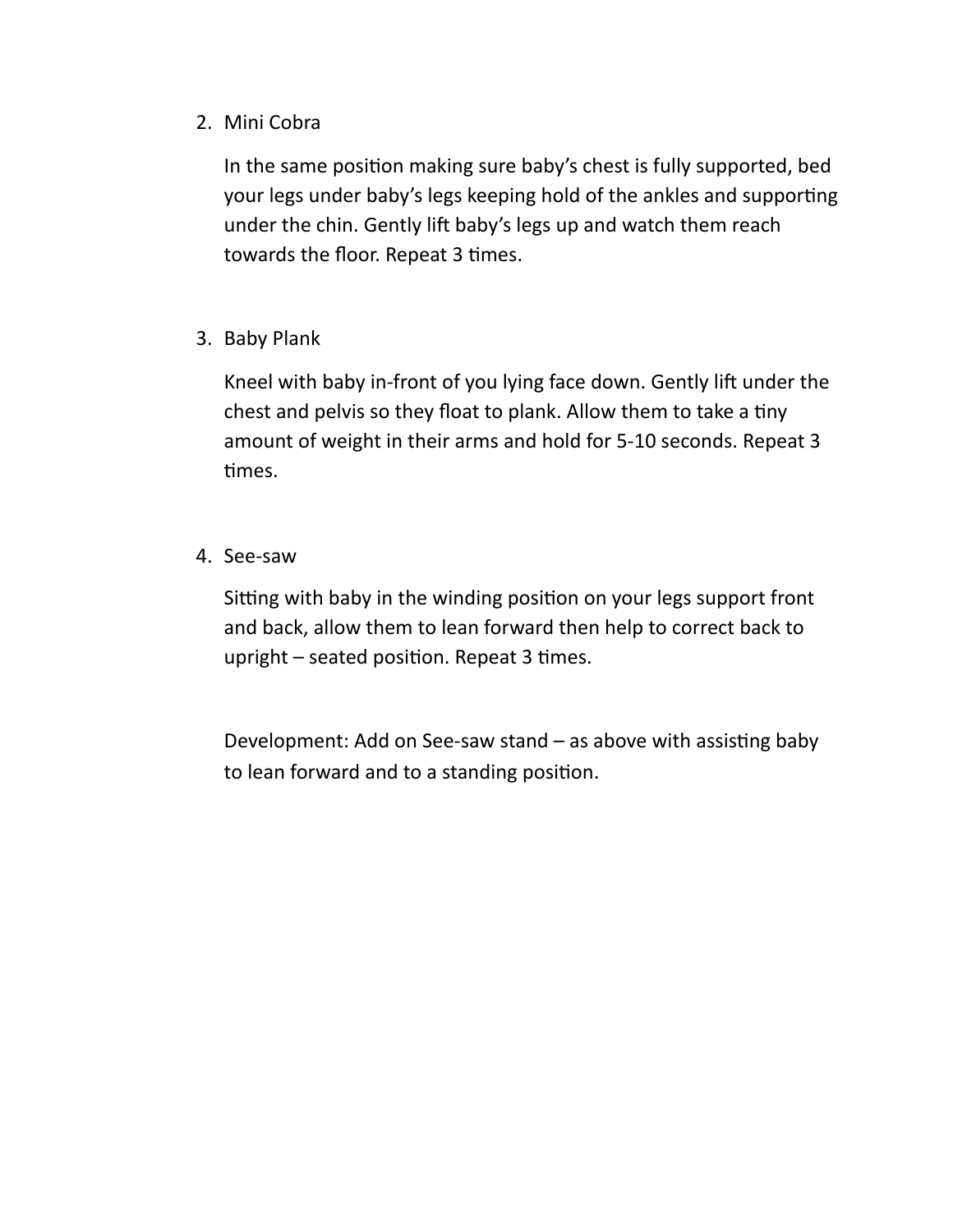2. Mini Cobra

   In the same position making sure baby's chest is fully supported, bed your legs under baby's legs keeping hold of the ankles and supporting under the chin. Gently lift baby's legs up and watch them reach towards the floor. Repeat 3 times.

3. Baby Plank

   Kneel with baby in-front of you lying face down. Gently lift under the chest and pelvis so they float to plank. Allow them to take a tiny amount of weight in their arms and hold for 5-10 seconds. Repeat 3 times.

4. See-saw

   Sitting with baby in the winding position on your legs support front and back, allow them to lean forward then help to correct back to upright – seated position. Repeat 3 times.

   Development: Add on See-saw stand – as above with assisting baby to lean forward and to a standing position.